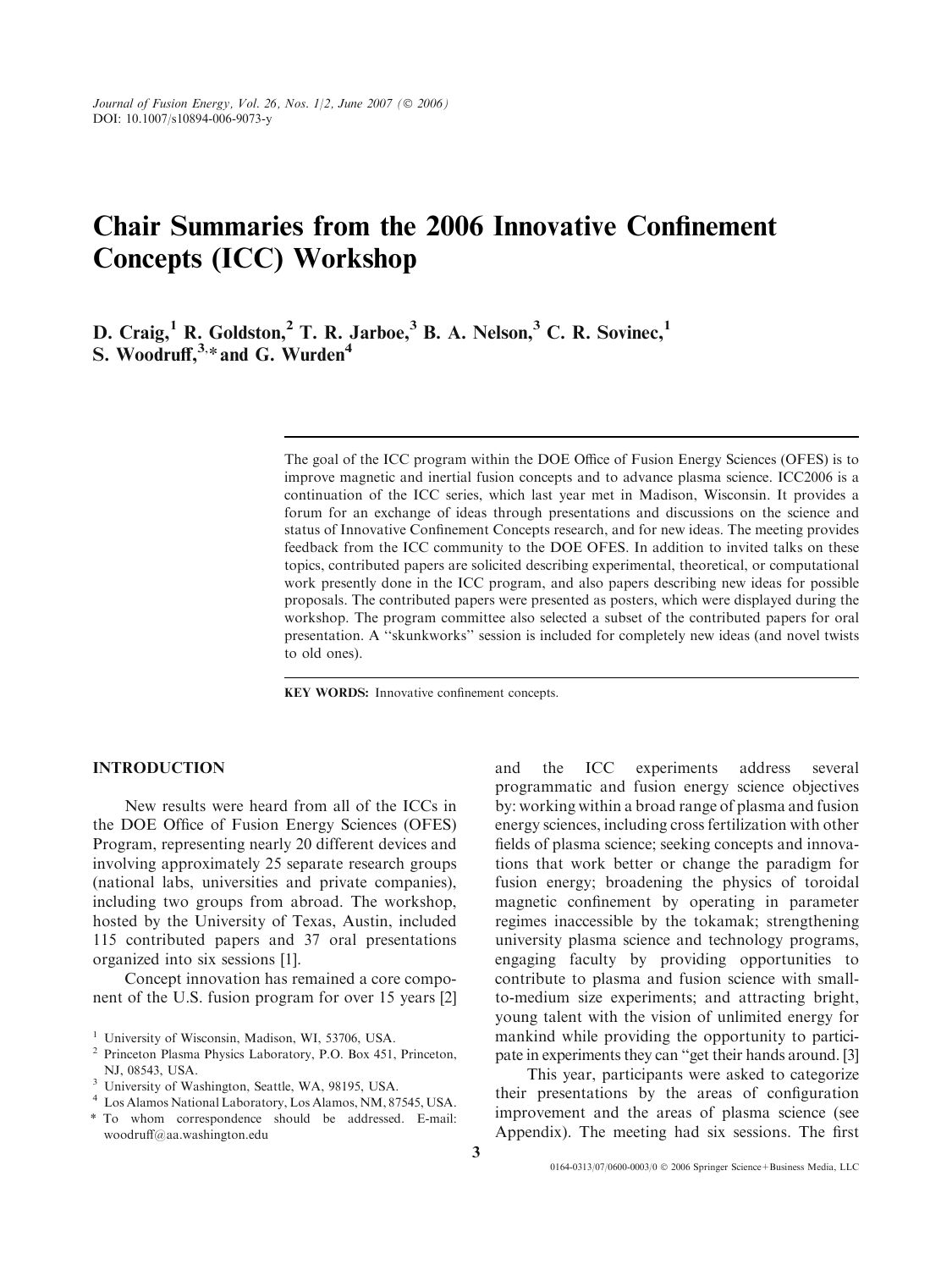*Journal of Fusion Energy, Vol. 26, Nos. 1/2, June 2007 (© 2006)*
DOI: 10.1007/s10894-006-9073-y

# Chair Summaries from the 2006 Innovative Confinement Concepts (ICC) Workshop

D. Craig,[1] R. Goldston,[2] T. R. Jarboe,[3] B. A. Nelson,[3] C. R. Sovinec,[1] S. Woodruff,[3,*] and G. Wurden[4]

The goal of the ICC program within the DOE Office of Fusion Energy Sciences (OFES) is to improve magnetic and inertial fusion concepts and to advance plasma science. ICC2006 is a continuation of the ICC series, which last year met in Madison, Wisconsin. It provides a forum for an exchange of ideas through presentations and discussions on the science and status of Innovative Confinement Concepts research, and for new ideas. The meeting provides feedback from the ICC community to the DOE OFES. In addition to invited talks on these topics, contributed papers are solicited describing experimental, theoretical, or computational work presently done in the ICC program, and also papers describing new ideas for possible proposals. The contributed papers were presented as posters, which were displayed during the workshop. The program committee also selected a subset of the contributed papers for oral presentation. A ''skunkworks'' session is included for completely new ideas (and novel twists to old ones).

**KEY WORDS:** Innovative confinement concepts.

## INTRODUCTION

New results were heard from all of the ICCs in the DOE Office of Fusion Energy Sciences (OFES) Program, representing nearly 20 different devices and involving approximately 25 separate research groups (national labs, universities and private companies), including two groups from abroad. The workshop, hosted by the University of Texas, Austin, included 115 contributed papers and 37 oral presentations organized into six sessions [1].

Concept innovation has remained a core component of the U.S. fusion program for over 15 years [2] and the ICC experiments address several programmatic and fusion energy science objectives by: working within a broad range of plasma and fusion energy sciences, including cross fertilization with other fields of plasma science; seeking concepts and innovations that work better or change the paradigm for fusion energy; broadening the physics of toroidal magnetic confinement by operating in parameter regimes inaccessible by the tokamak; strengthening university plasma science and technology programs, engaging faculty by providing opportunities to contribute to plasma and fusion science with small-to-medium size experiments; and attracting bright, young talent with the vision of unlimited energy for mankind while providing the opportunity to participate in experiments they can ''get their hands around. [3]

This year, participants were asked to categorize their presentations by the areas of configuration improvement and the areas of plasma science (see Appendix). The meeting had six sessions. The first

[1] University of Wisconsin, Madison, WI, 53706, USA.

[2] Princeton Plasma Physics Laboratory, P.O. Box 451, Princeton, NJ, 08543, USA.

[3] University of Washington, Seattle, WA, 98195, USA.

[4] Los Alamos National Laboratory, Los Alamos, NM, 87545, USA.

[*] To whom correspondence should be addressed. E-mail: woodruff@aa.washington.edu

0164-0313/07/0600-0003/0 © 2006 Springer Science+Business Media, LLC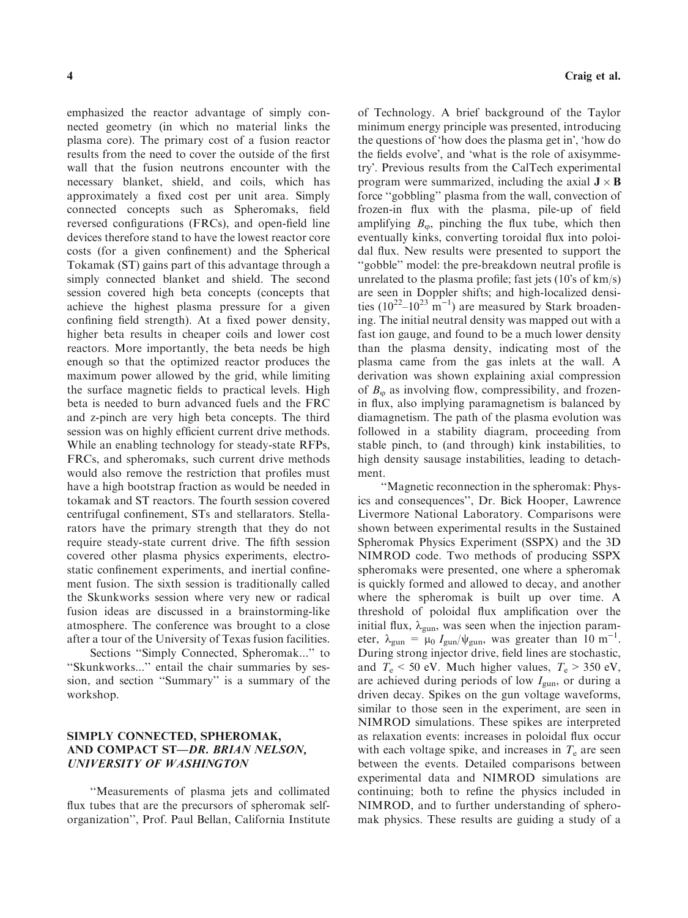emphasized the reactor advantage of simply connected geometry (in which no material links the plasma core). The primary cost of a fusion reactor results from the need to cover the outside of the first wall that the fusion neutrons encounter with the necessary blanket, shield, and coils, which has approximately a fixed cost per unit area. Simply connected concepts such as Spheromaks, field reversed configurations (FRCs), and open-field line devices therefore stand to have the lowest reactor core costs (for a given confinement) and the Spherical Tokamak (ST) gains part of this advantage through a simply connected blanket and shield. The second session covered high beta concepts (concepts that achieve the highest plasma pressure for a given confining field strength). At a fixed power density, higher beta results in cheaper coils and lower cost reactors. More importantly, the beta needs be high enough so that the optimized reactor produces the maximum power allowed by the grid, while limiting the surface magnetic fields to practical levels. High beta is needed to burn advanced fuels and the FRC and z-pinch are very high beta concepts. The third session was on highly efficient current drive methods. While an enabling technology for steady-state RFPs, FRCs, and spheromaks, such current drive methods would also remove the restriction that profiles must have a high bootstrap fraction as would be needed in tokamak and ST reactors. The fourth session covered centrifugal confinement, STs and stellarators. Stellarators have the primary strength that they do not require steady-state current drive. The fifth session covered other plasma physics experiments, electrostatic confinement experiments, and inertial confinement fusion. The sixth session is traditionally called the Skunkworks session where very new or radical fusion ideas are discussed in a brainstorming-like atmosphere. The conference was brought to a close after a tour of the University of Texas fusion facilities.

Sections ''Simply Connected, Spheromak...'' to ''Skunkworks...'' entail the chair summaries by session, and section ''Summary'' is a summary of the workshop.

## SIMPLY CONNECTED, SPHEROMAK, AND COMPACT ST—*DR. BRIAN NELSON, UNIVERSITY OF WASHINGTON*

''Measurements of plasma jets and collimated flux tubes that are the precursors of spheromak self-organization'', Prof. Paul Bellan, California Institute of Technology. A brief background of the Taylor minimum energy principle was presented, introducing the questions of 'how does the plasma get in', 'how do the fields evolve', and 'what is the role of axisymmetry'. Previous results from the CalTech experimental program were summarized, including the axial $\mathbf{J} \times \mathbf{B}$ force ''gobbling'' plasma from the wall, convection of frozen-in flux with the plasma, pile-up of field amplifying $B_\varphi$, pinching the flux tube, which then eventually kinks, converting toroidal flux into poloidal flux. New results were presented to support the ''gobble'' model: the pre-breakdown neutral profile is unrelated to the plasma profile; fast jets (10's of km/s) are seen in Doppler shifts; and high-localized densities ($10^{22}$–$10^{23}$ m$^{-1}$) are measured by Stark broadening. The initial neutral density was mapped out with a fast ion gauge, and found to be a much lower density than the plasma density, indicating most of the plasma came from the gas inlets at the wall. A derivation was shown explaining axial compression of $B_\varphi$ as involving flow, compressibility, and frozen-in flux, also implying paramagnetism is balanced by diamagnetism. The path of the plasma evolution was followed in a stability diagram, proceeding from stable pinch, to (and through) kink instabilities, to high density sausage instabilities, leading to detachment.

''Magnetic reconnection in the spheromak: Physics and consequences'', Dr. Bick Hooper, Lawrence Livermore National Laboratory. Comparisons were shown between experimental results in the Sustained Spheromak Physics Experiment (SSPX) and the 3D NIMROD code. Two methods of producing SSPX spheromaks were presented, one where a spheromak is quickly formed and allowed to decay, and another where the spheromak is built up over time. A threshold of poloidal flux amplification over the initial flux, $\lambda_{gun}$, was seen when the injection parameter, $\lambda_{gun} = \mu_0 I_{gun}/\psi_{gun}$, was greater than 10 m$^{-1}$. During strong injector drive, field lines are stochastic, and $T_e < 50$ eV. Much higher values, $T_e > 350$ eV, are achieved during periods of low $I_{gun}$, or during a driven decay. Spikes on the gun voltage waveforms, similar to those seen in the experiment, are seen in NIMROD simulations. These spikes are interpreted as relaxation events: increases in poloidal flux occur with each voltage spike, and increases in $T_e$ are seen between the events. Detailed comparisons between experimental data and NIMROD simulations are continuing; both to refine the physics included in NIMROD, and to further understanding of spheromak physics. These results are guiding a study of a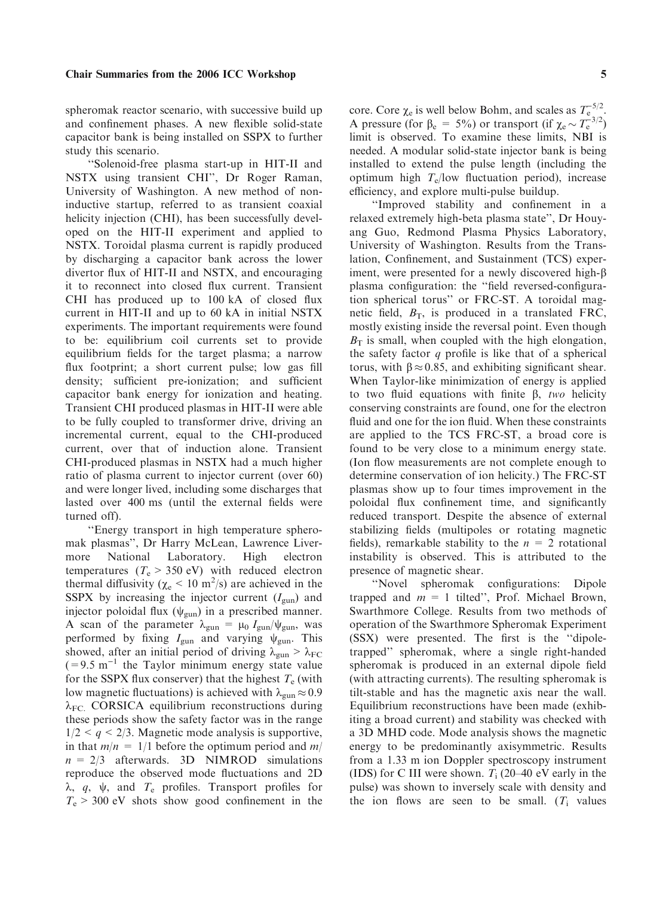spheromak reactor scenario, with successive build up and confinement phases. A new flexible solid-state capacitor bank is being installed on SSPX to further study this scenario.

"Solenoid-free plasma start-up in HIT-II and NSTX using transient CHI", Dr Roger Raman, University of Washington. A new method of non-inductive startup, referred to as transient coaxial helicity injection (CHI), has been successfully developed on the HIT-II experiment and applied to NSTX. Toroidal plasma current is rapidly produced by discharging a capacitor bank across the lower divertor flux of HIT-II and NSTX, and encouraging it to reconnect into closed flux current. Transient CHI has produced up to 100 kA of closed flux current in HIT-II and up to 60 kA in initial NSTX experiments. The important requirements were found to be: equilibrium coil currents set to provide equilibrium fields for the target plasma; a narrow flux footprint; a short current pulse; low gas fill density; sufficient pre-ionization; and sufficient capacitor bank energy for ionization and heating. Transient CHI produced plasmas in HIT-II were able to be fully coupled to transformer drive, driving an incremental current, equal to the CHI-produced current, over that of induction alone. Transient CHI-produced plasmas in NSTX had a much higher ratio of plasma current to injector current (over 60) and were longer lived, including some discharges that lasted over 400 ms (until the external fields were turned off).

"Energy transport in high temperature spheromak plasmas", Dr Harry McLean, Lawrence Livermore National Laboratory. High electron temperatures ($T_e > 350$ eV) with reduced electron thermal diffusivity ($\chi_e < 10$ m$^2$/s) are achieved in the SSPX by increasing the injector current ($I_{gun}$) and injector poloidal flux ($\psi_{gun}$) in a prescribed manner. A scan of the parameter $\lambda_{gun} = \mu_0 I_{gun}/\psi_{gun}$, was performed by fixing $I_{gun}$ and varying $\psi_{gun}$. This showed, after an initial period of driving $\lambda_{gun} > \lambda_{FC}$ ($= 9.5$ m$^{-1}$ the Taylor minimum energy state value for the SSPX flux conserver) that the highest $T_e$ (with low magnetic fluctuations) is achieved with $\lambda_{gun} \approx 0.9$ $\lambda_{FC}$. CORSICA equilibrium reconstructions during these periods show the safety factor was in the range $1/2 < q < 2/3$. Magnetic mode analysis is supportive, in that $m/n = 1/1$ before the optimum period and $m/n = 2/3$ afterwards. 3D NIMROD simulations reproduce the observed mode fluctuations and 2D $\lambda$, $q$, $\psi$, and $T_e$ profiles. Transport profiles for $T_e > 300$ eV shots show good confinement in the core. Core $\chi_e$ is well below Bohm, and scales as $T_e^{-5/2}$. A pressure (for $\beta_e = 5\%$) or transport (if $\chi_e \sim T_e^{-3/2}$) limit is observed. To examine these limits, NBI is needed. A modular solid-state injector bank is being installed to extend the pulse length (including the optimum high $T_e$/low fluctuation period), increase efficiency, and explore multi-pulse buildup.

"Improved stability and confinement in a relaxed extremely high-beta plasma state", Dr Houyang Guo, Redmond Plasma Physics Laboratory, University of Washington. Results from the Translation, Confinement, and Sustainment (TCS) experiment, were presented for a newly discovered high-$\beta$ plasma configuration: the "field reversed-configuration spherical torus" or FRC-ST. A toroidal magnetic field, $B_T$, is produced in a translated FRC, mostly existing inside the reversal point. Even though $B_T$ is small, when coupled with the high elongation, the safety factor $q$ profile is like that of a spherical torus, with $\beta \approx 0.85$, and exhibiting significant shear. When Taylor-like minimization of energy is applied to two fluid equations with finite $\beta$, *two* helicity conserving constraints are found, one for the electron fluid and one for the ion fluid. When these constraints are applied to the TCS FRC-ST, a broad core is found to be very close to a minimum energy state. (Ion flow measurements are not complete enough to determine conservation of ion helicity.) The FRC-ST plasmas show up to four times improvement in the poloidal flux confinement time, and significantly reduced transport. Despite the absence of external stabilizing fields (multipoles or rotating magnetic fields), remarkable stability to the $n = 2$ rotational instability is observed. This is attributed to the presence of magnetic shear.

"Novel spheromak configurations: Dipole trapped and $m = 1$ tilted", Prof. Michael Brown, Swarthmore College. Results from two methods of operation of the Swarthmore Spheromak Experiment (SSX) were presented. The first is the "dipole-trapped" spheromak, where a single right-handed spheromak is produced in an external dipole field (with attracting currents). The resulting spheromak is tilt-stable and has the magnetic axis near the wall. Equilibrium reconstructions have been made (exhibiting a broad current) and stability was checked with a 3D MHD code. Mode analysis shows the magnetic energy to be predominantly axisymmetric. Results from a 1.33 m ion Doppler spectroscopy instrument (IDS) for C III were shown. $T_i$ (20–40 eV early in the pulse) was shown to inversely scale with density and the ion flows are seen to be small. ($T_i$ values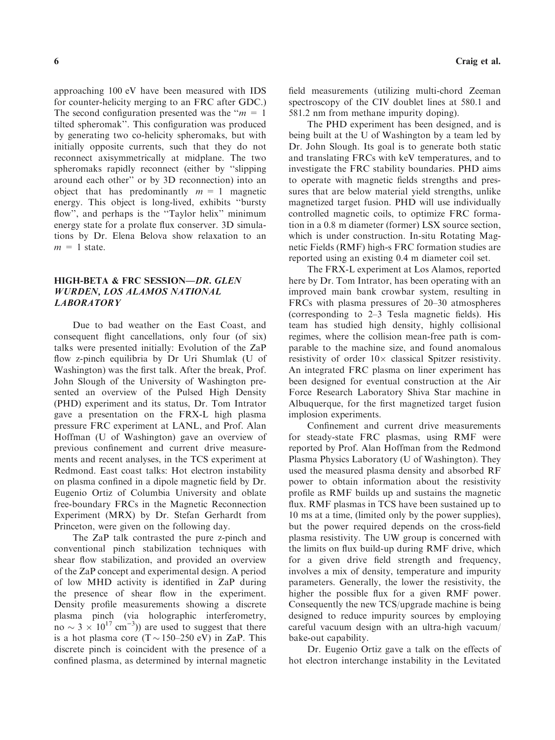approaching 100 eV have been measured with IDS for counter-helicity merging to an FRC after GDC.) The second configuration presented was the "$m = 1$ tilted spheromak". This configuration was produced by generating two co-helicity spheromaks, but with initially opposite currents, such that they do not reconnect axisymmetrically at midplane. The two spheromaks rapidly reconnect (either by "slipping around each other" or by 3D reconnection) into an object that has predominantly $m = 1$ magnetic energy. This object is long-lived, exhibits "bursty flow", and perhaps is the "Taylor helix" minimum energy state for a prolate flux conserver. 3D simulations by Dr. Elena Belova show relaxation to an $m = 1$ state.

## HIGH-BETA & FRC SESSION—*DR. GLEN WURDEN, LOS ALAMOS NATIONAL LABORATORY*

Due to bad weather on the East Coast, and consequent flight cancellations, only four (of six) talks were presented initially: Evolution of the ZaP flow z-pinch equilibria by Dr Uri Shumlak (U of Washington) was the first talk. After the break, Prof. John Slough of the University of Washington presented an overview of the Pulsed High Density (PHD) experiment and its status, Dr. Tom Intrator gave a presentation on the FRX-L high plasma pressure FRC experiment at LANL, and Prof. Alan Hoffman (U of Washington) gave an overview of previous confinement and current drive measurements and recent analyses, in the TCS experiment at Redmond. East coast talks: Hot electron instability on plasma confined in a dipole magnetic field by Dr. Eugenio Ortiz of Columbia University and oblate free-boundary FRCs in the Magnetic Reconnection Experiment (MRX) by Dr. Stefan Gerhardt from Princeton, were given on the following day.

The ZaP talk contrasted the pure z-pinch and conventional pinch stabilization techniques with shear flow stabilization, and provided an overview of the ZaP concept and experimental design. A period of low MHD activity is identified in ZaP during the presence of shear flow in the experiment. Density profile measurements showing a discrete plasma pinch (via holographic interferometry, no $\sim 3 \times 10^{17}$ cm$^{-3}$)) are used to suggest that there is a hot plasma core ($T \sim 150$–$250$ eV) in ZaP. This discrete pinch is coincident with the presence of a confined plasma, as determined by internal magnetic field measurements (utilizing multi-chord Zeeman spectroscopy of the CIV doublet lines at 580.1 and 581.2 nm from methane impurity doping).

The PHD experiment has been designed, and is being built at the U of Washington by a team led by Dr. John Slough. Its goal is to generate both static and translating FRCs with keV temperatures, and to investigate the FRC stability boundaries. PHD aims to operate with magnetic fields strengths and pressures that are below material yield strengths, unlike magnetized target fusion. PHD will use individually controlled magnetic coils, to optimize FRC formation in a 0.8 m diameter (former) LSX source section, which is under construction. In-situ Rotating Magnetic Fields (RMF) high-s FRC formation studies are reported using an existing 0.4 m diameter coil set.

The FRX-L experiment at Los Alamos, reported here by Dr. Tom Intrator, has been operating with an improved main bank crowbar system, resulting in FRCs with plasma pressures of 20–30 atmospheres (corresponding to 2–3 Tesla magnetic fields). His team has studied high density, highly collisional regimes, where the collision mean-free path is comparable to the machine size, and found anomalous resistivity of order $10\times$ classical Spitzer resistivity. An integrated FRC plasma on liner experiment has been designed for eventual construction at the Air Force Research Laboratory Shiva Star machine in Albuquerque, for the first magnetized target fusion implosion experiments.

Confinement and current drive measurements for steady-state FRC plasmas, using RMF were reported by Prof. Alan Hoffman from the Redmond Plasma Physics Laboratory (U of Washington). They used the measured plasma density and absorbed RF power to obtain information about the resistivity profile as RMF builds up and sustains the magnetic flux. RMF plasmas in TCS have been sustained up to 10 ms at a time, (limited only by the power supplies), but the power required depends on the cross-field plasma resistivity. The UW group is concerned with the limits on flux build-up during RMF drive, which for a given drive field strength and frequency, involves a mix of density, temperature and impurity parameters. Generally, the lower the resistivity, the higher the possible flux for a given RMF power. Consequently the new TCS/upgrade machine is being designed to reduce impurity sources by employing careful vacuum design with an ultra-high vacuum/bake-out capability.

Dr. Eugenio Ortiz gave a talk on the effects of hot electron interchange instability in the Levitated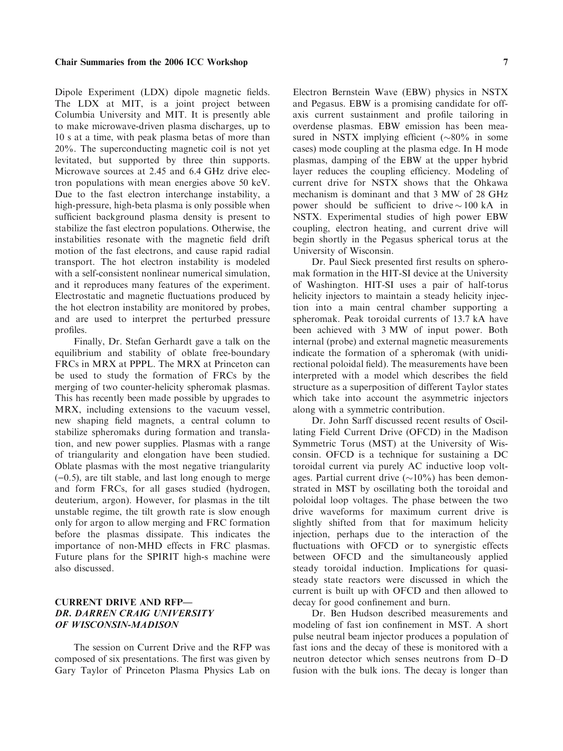Dipole Experiment (LDX) dipole magnetic fields. The LDX at MIT, is a joint project between Columbia University and MIT. It is presently able to make microwave-driven plasma discharges, up to 10 s at a time, with peak plasma betas of more than 20%. The superconducting magnetic coil is not yet levitated, but supported by three thin supports. Microwave sources at 2.45 and 6.4 GHz drive electron populations with mean energies above 50 keV. Due to the fast electron interchange instability, a high-pressure, high-beta plasma is only possible when sufficient background plasma density is present to stabilize the fast electron populations. Otherwise, the instabilities resonate with the magnetic field drift motion of the fast electrons, and cause rapid radial transport. The hot electron instability is modeled with a self-consistent nonlinear numerical simulation, and it reproduces many features of the experiment. Electrostatic and magnetic fluctuations produced by the hot electron instability are monitored by probes, and are used to interpret the perturbed pressure profiles.

Finally, Dr. Stefan Gerhardt gave a talk on the equilibrium and stability of oblate free-boundary FRCs in MRX at PPPL. The MRX at Princeton can be used to study the formation of FRCs by the merging of two counter-helicity spheromak plasmas. This has recently been made possible by upgrades to MRX, including extensions to the vacuum vessel, new shaping field magnets, a central column to stabilize spheromaks during formation and translation, and new power supplies. Plasmas with a range of triangularity and elongation have been studied. Oblate plasmas with the most negative triangularity ($-0.5$), are tilt stable, and last long enough to merge and form FRCs, for all gases studied (hydrogen, deuterium, argon). However, for plasmas in the tilt unstable regime, the tilt growth rate is slow enough only for argon to allow merging and FRC formation before the plasmas dissipate. This indicates the importance of non-MHD effects in FRC plasmas. Future plans for the SPIRIT high-s machine were also discussed.

## CURRENT DRIVE AND RFP—*DR. DARREN CRAIG UNIVERSITY OF WISCONSIN-MADISON*

The session on Current Drive and the RFP was composed of six presentations. The first was given by Gary Taylor of Princeton Plasma Physics Lab on Electron Bernstein Wave (EBW) physics in NSTX and Pegasus. EBW is a promising candidate for off-axis current sustainment and profile tailoring in overdense plasmas. EBW emission has been measured in NSTX implying efficient ($\sim$80% in some cases) mode coupling at the plasma edge. In H mode plasmas, damping of the EBW at the upper hybrid layer reduces the coupling efficiency. Modeling of current drive for NSTX shows that the Ohkawa mechanism is dominant and that 3 MW of 28 GHz power should be sufficient to drive $\sim$100 kA in NSTX. Experimental studies of high power EBW coupling, electron heating, and current drive will begin shortly in the Pegasus spherical torus at the University of Wisconsin.

Dr. Paul Sieck presented first results on spheromak formation in the HIT-SI device at the University of Washington. HIT-SI uses a pair of half-torus helicity injectors to maintain a steady helicity injection into a main central chamber supporting a spheromak. Peak toroidal currents of 13.7 kA have been achieved with 3 MW of input power. Both internal (probe) and external magnetic measurements indicate the formation of a spheromak (with unidirectional poloidal field). The measurements have been interpreted with a model which describes the field structure as a superposition of different Taylor states which take into account the asymmetric injectors along with a symmetric contribution.

Dr. John Sarff discussed recent results of Oscillating Field Current Drive (OFCD) in the Madison Symmetric Torus (MST) at the University of Wisconsin. OFCD is a technique for sustaining a DC toroidal current via purely AC inductive loop voltages. Partial current drive ($\sim$10%) has been demonstrated in MST by oscillating both the toroidal and poloidal loop voltages. The phase between the two drive waveforms for maximum current drive is slightly shifted from that for maximum helicity injection, perhaps due to the interaction of the fluctuations with OFCD or to synergistic effects between OFCD and the simultaneously applied steady toroidal induction. Implications for quasi-steady state reactors were discussed in which the current is built up with OFCD and then allowed to decay for good confinement and burn.

Dr. Ben Hudson described measurements and modeling of fast ion confinement in MST. A short pulse neutral beam injector produces a population of fast ions and the decay of these is monitored with a neutron detector which senses neutrons from D–D fusion with the bulk ions. The decay is longer than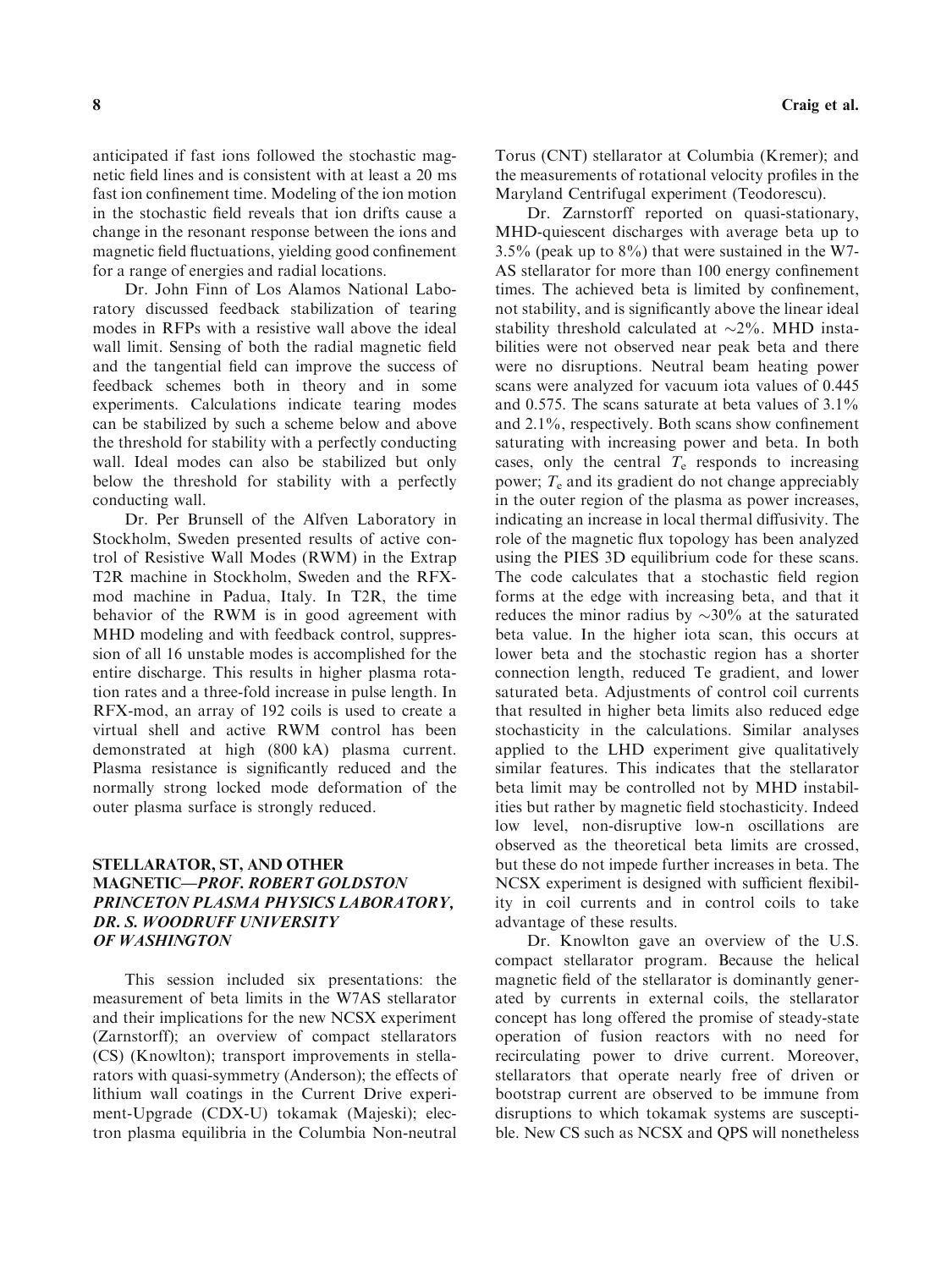anticipated if fast ions followed the stochastic magnetic field lines and is consistent with at least a 20 ms fast ion confinement time. Modeling of the ion motion in the stochastic field reveals that ion drifts cause a change in the resonant response between the ions and magnetic field fluctuations, yielding good confinement for a range of energies and radial locations.

Dr. John Finn of Los Alamos National Laboratory discussed feedback stabilization of tearing modes in RFPs with a resistive wall above the ideal wall limit. Sensing of both the radial magnetic field and the tangential field can improve the success of feedback schemes both in theory and in some experiments. Calculations indicate tearing modes can be stabilized by such a scheme below and above the threshold for stability with a perfectly conducting wall. Ideal modes can also be stabilized but only below the threshold for stability with a perfectly conducting wall.

Dr. Per Brunsell of the Alfven Laboratory in Stockholm, Sweden presented results of active control of Resistive Wall Modes (RWM) in the Extrap T2R machine in Stockholm, Sweden and the RFX-mod machine in Padua, Italy. In T2R, the time behavior of the RWM is in good agreement with MHD modeling and with feedback control, suppression of all 16 unstable modes is accomplished for the entire discharge. This results in higher plasma rotation rates and a three-fold increase in pulse length. In RFX-mod, an array of 192 coils is used to create a virtual shell and active RWM control has been demonstrated at high (800 kA) plasma current. Plasma resistance is significantly reduced and the normally strong locked mode deformation of the outer plasma surface is strongly reduced.

## STELLARATOR, ST, AND OTHER MAGNETIC—*PROF. ROBERT GOLDSTON PRINCETON PLASMA PHYSICS LABORATORY, DR. S. WOODRUFF UNIVERSITY OF WASHINGTON*

This session included six presentations: the measurement of beta limits in the W7AS stellarator and their implications for the new NCSX experiment (Zarnstorff); an overview of compact stellarators (CS) (Knowlton); transport improvements in stellarators with quasi-symmetry (Anderson); the effects of lithium wall coatings in the Current Drive experiment-Upgrade (CDX-U) tokamak (Majeski); electron plasma equilibria in the Columbia Non-neutral Torus (CNT) stellarator at Columbia (Kremer); and the measurements of rotational velocity profiles in the Maryland Centrifugal experiment (Teodorescu).

Dr. Zarnstorff reported on quasi-stationary, MHD-quiescent discharges with average beta up to 3.5% (peak up to 8%) that were sustained in the W7-AS stellarator for more than 100 energy confinement times. The achieved beta is limited by confinement, not stability, and is significantly above the linear ideal stability threshold calculated at ~2%. MHD instabilities were not observed near peak beta and there were no disruptions. Neutral beam heating power scans were analyzed for vacuum iota values of 0.445 and 0.575. The scans saturate at beta values of 3.1% and 2.1%, respectively. Both scans show confinement saturating with increasing power and beta. In both cases, only the central $T_e$ responds to increasing power; $T_e$ and its gradient do not change appreciably in the outer region of the plasma as power increases, indicating an increase in local thermal diffusivity. The role of the magnetic flux topology has been analyzed using the PIES 3D equilibrium code for these scans. The code calculates that a stochastic field region forms at the edge with increasing beta, and that it reduces the minor radius by ~30% at the saturated beta value. In the higher iota scan, this occurs at lower beta and the stochastic region has a shorter connection length, reduced Te gradient, and lower saturated beta. Adjustments of control coil currents that resulted in higher beta limits also reduced edge stochasticity in the calculations. Similar analyses applied to the LHD experiment give qualitatively similar features. This indicates that the stellarator beta limit may be controlled not by MHD instabilities but rather by magnetic field stochasticity. Indeed low level, non-disruptive low-n oscillations are observed as the theoretical beta limits are crossed, but these do not impede further increases in beta. The NCSX experiment is designed with sufficient flexibility in coil currents and in control coils to take advantage of these results.

Dr. Knowlton gave an overview of the U.S. compact stellarator program. Because the helical magnetic field of the stellarator is dominantly generated by currents in external coils, the stellarator concept has long offered the promise of steady-state operation of fusion reactors with no need for recirculating power to drive current. Moreover, stellarators that operate nearly free of driven or bootstrap current are observed to be immune from disruptions to which tokamak systems are susceptible. New CS such as NCSX and QPS will nonetheless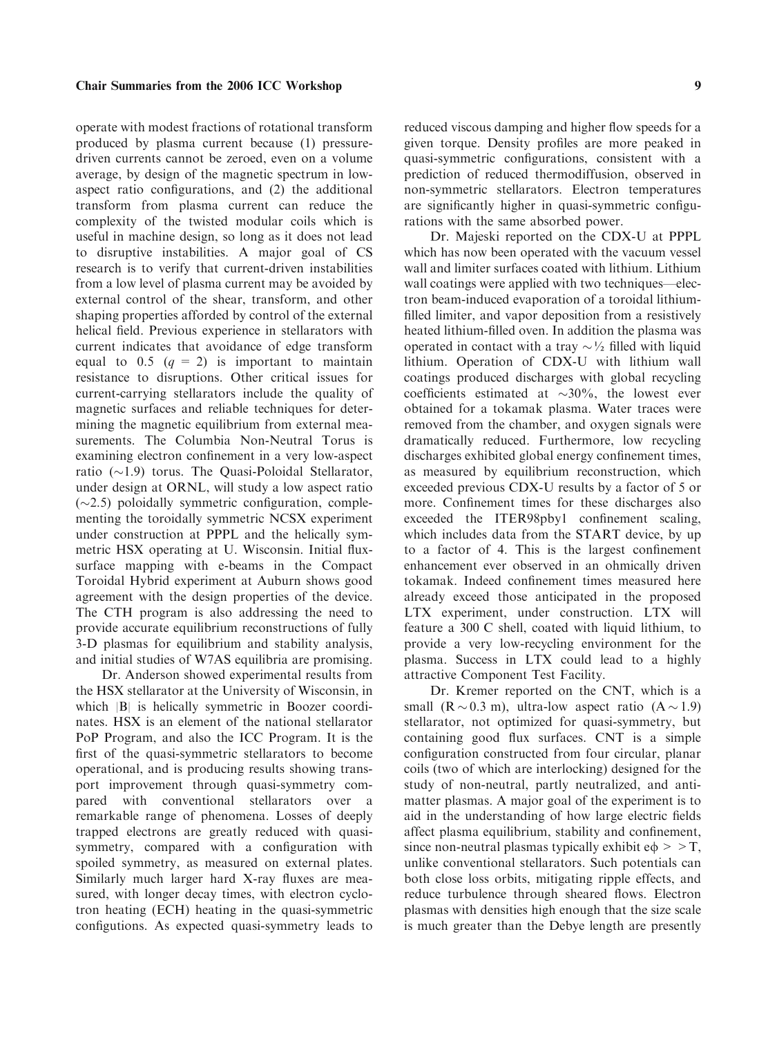operate with modest fractions of rotational transform produced by plasma current because (1) pressure-driven currents cannot be zeroed, even on a volume average, by design of the magnetic spectrum in low-aspect ratio configurations, and (2) the additional transform from plasma current can reduce the complexity of the twisted modular coils which is useful in machine design, so long as it does not lead to disruptive instabilities. A major goal of CS research is to verify that current-driven instabilities from a low level of plasma current may be avoided by external control of the shear, transform, and other shaping properties afforded by control of the external helical field. Previous experience in stellarators with current indicates that avoidance of edge transform equal to 0.5 ($q = 2$) is important to maintain resistance to disruptions. Other critical issues for current-carrying stellarators include the quality of magnetic surfaces and reliable techniques for determining the magnetic equilibrium from external measurements. The Columbia Non-Neutral Torus is examining electron confinement in a very low-aspect ratio (~1.9) torus. The Quasi-Poloidal Stellarator, under design at ORNL, will study a low aspect ratio (~2.5) poloidally symmetric configuration, complementing the toroidally symmetric NCSX experiment under construction at PPPL and the helically symmetric HSX operating at U. Wisconsin. Initial flux-surface mapping with e-beams in the Compact Toroidal Hybrid experiment at Auburn shows good agreement with the design properties of the device. The CTH program is also addressing the need to provide accurate equilibrium reconstructions of fully 3-D plasmas for equilibrium and stability analysis, and initial studies of W7AS equilibria are promising.

Dr. Anderson showed experimental results from the HSX stellarator at the University of Wisconsin, in which $|B|$ is helically symmetric in Boozer coordinates. HSX is an element of the national stellarator PoP Program, and also the ICC Program. It is the first of the quasi-symmetric stellarators to become operational, and is producing results showing transport improvement through quasi-symmetry compared with conventional stellarators over a remarkable range of phenomena. Losses of deeply trapped electrons are greatly reduced with quasi-symmetry, compared with a configuration with spoiled symmetry, as measured on external plates. Similarly much larger hard X-ray fluxes are measured, with longer decay times, with electron cyclotron heating (ECH) heating in the quasi-symmetric configutions. As expected quasi-symmetry leads to reduced viscous damping and higher flow speeds for a given torque. Density profiles are more peaked in quasi-symmetric configurations, consistent with a prediction of reduced thermodiffusion, observed in non-symmetric stellarators. Electron temperatures are significantly higher in quasi-symmetric configurations with the same absorbed power.

Dr. Majeski reported on the CDX-U at PPPL which has now been operated with the vacuum vessel wall and limiter surfaces coated with lithium. Lithium wall coatings were applied with two techniques—electron beam-induced evaporation of a toroidal lithium-filled limiter, and vapor deposition from a resistively heated lithium-filled oven. In addition the plasma was operated in contact with a tray ~½ filled with liquid lithium. Operation of CDX-U with lithium wall coatings produced discharges with global recycling coefficients estimated at ~30%, the lowest ever obtained for a tokamak plasma. Water traces were removed from the chamber, and oxygen signals were dramatically reduced. Furthermore, low recycling discharges exhibited global energy confinement times, as measured by equilibrium reconstruction, which exceeded previous CDX-U results by a factor of 5 or more. Confinement times for these discharges also exceeded the ITER98pby1 confinement scaling, which includes data from the START device, by up to a factor of 4. This is the largest confinement enhancement ever observed in an ohmically driven tokamak. Indeed confinement times measured here already exceed those anticipated in the proposed LTX experiment, under construction. LTX will feature a 300 C shell, coated with liquid lithium, to provide a very low-recycling environment for the plasma. Success in LTX could lead to a highly attractive Component Test Facility.

Dr. Kremer reported on the CNT, which is a small ($R \sim 0.3$ m), ultra-low aspect ratio ($A \sim 1.9$) stellarator, not optimized for quasi-symmetry, but containing good flux surfaces. CNT is a simple configuration constructed from four circular, planar coils (two of which are interlocking) designed for the study of non-neutral, partly neutralized, and anti-matter plasmas. A major goal of the experiment is to aid in the understanding of how large electric fields affect plasma equilibrium, stability and confinement, since non-neutral plasmas typically exhibit $e\phi >> T$, unlike conventional stellarators. Such potentials can both close loss orbits, mitigating ripple effects, and reduce turbulence through sheared flows. Electron plasmas with densities high enough that the size scale is much greater than the Debye length are presently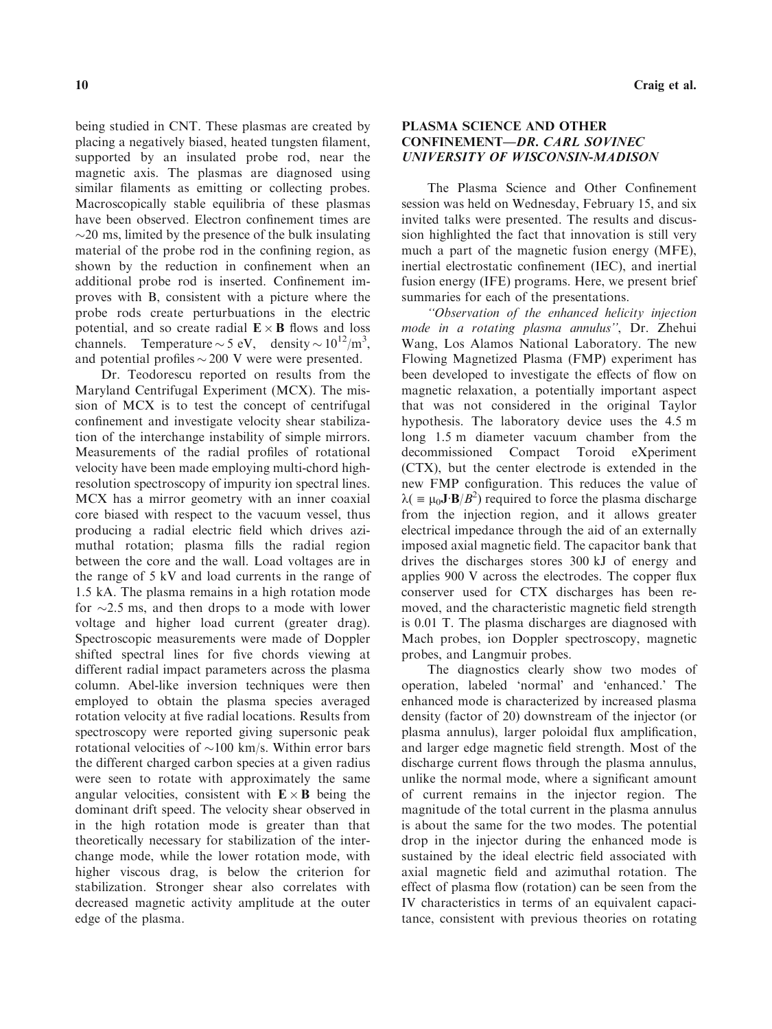being studied in CNT. These plasmas are created by placing a negatively biased, heated tungsten filament, supported by an insulated probe rod, near the magnetic axis. The plasmas are diagnosed using similar filaments as emitting or collecting probes. Macroscopically stable equilibria of these plasmas have been observed. Electron confinement times are ~20 ms, limited by the presence of the bulk insulating material of the probe rod in the confining region, as shown by the reduction in confinement when an additional probe rod is inserted. Confinement improves with B, consistent with a picture where the probe rods create perturbations in the electric potential, and so create radial $\mathbf{E} \times \mathbf{B}$ flows and loss channels. Temperature ~ 5 eV, density ~ $10^{12}/\text{m}^3$, and potential profiles ~ 200 V were were presented.

Dr. Teodorescu reported on results from the Maryland Centrifugal Experiment (MCX). The mission of MCX is to test the concept of centrifugal confinement and investigate velocity shear stabilization of the interchange instability of simple mirrors. Measurements of the radial profiles of rotational velocity have been made employing multi-chord high-resolution spectroscopy of impurity ion spectral lines. MCX has a mirror geometry with an inner coaxial core biased with respect to the vacuum vessel, thus producing a radial electric field which drives azimuthal rotation; plasma fills the radial region between the core and the wall. Load voltages are in the range of 5 kV and load currents in the range of 1.5 kA. The plasma remains in a high rotation mode for ~2.5 ms, and then drops to a mode with lower voltage and higher load current (greater drag). Spectroscopic measurements were made of Doppler shifted spectral lines for five chords viewing at different radial impact parameters across the plasma column. Abel-like inversion techniques were then employed to obtain the plasma species averaged rotation velocity at five radial locations. Results from spectroscopy were reported giving supersonic peak rotational velocities of ~100 km/s. Within error bars the different charged carbon species at a given radius were seen to rotate with approximately the same angular velocities, consistent with $\mathbf{E} \times \mathbf{B}$ being the dominant drift speed. The velocity shear observed in in the high rotation mode is greater than that theoretically necessary for stabilization of the interchange mode, while the lower rotation mode, with higher viscous drag, is below the criterion for stabilization. Stronger shear also correlates with decreased magnetic activity amplitude at the outer edge of the plasma.

## PLASMA SCIENCE AND OTHER CONFINEMENT—*DR. CARL SOVINEC UNIVERSITY OF WISCONSIN-MADISON*

The Plasma Science and Other Confinement session was held on Wednesday, February 15, and six invited talks were presented. The results and discussion highlighted the fact that innovation is still very much a part of the magnetic fusion energy (MFE), inertial electrostatic confinement (IEC), and inertial fusion energy (IFE) programs. Here, we present brief summaries for each of the presentations.

*"Observation of the enhanced helicity injection mode in a rotating plasma annulus"*, Dr. Zhehui Wang, Los Alamos National Laboratory. The new Flowing Magnetized Plasma (FMP) experiment has been developed to investigate the effects of flow on magnetic relaxation, a potentially important aspect that was not considered in the original Taylor hypothesis. The laboratory device uses the 4.5 m long 1.5 m diameter vacuum chamber from the decommissioned Compact Toroid eXperiment (CTX), but the center electrode is extended in the new FMP configuration. This reduces the value of $\lambda (\equiv \mu_0 \mathbf{J} \cdot \mathbf{B}/B^2)$ required to force the plasma discharge from the injection region, and it allows greater electrical impedance through the aid of an externally imposed axial magnetic field. The capacitor bank that drives the discharges stores 300 kJ of energy and applies 900 V across the electrodes. The copper flux conserver used for CTX discharges has been removed, and the characteristic magnetic field strength is 0.01 T. The plasma discharges are diagnosed with Mach probes, ion Doppler spectroscopy, magnetic probes, and Langmuir probes.

The diagnostics clearly show two modes of operation, labeled 'normal' and 'enhanced.' The enhanced mode is characterized by increased plasma density (factor of 20) downstream of the injector (or plasma annulus), larger poloidal flux amplification, and larger edge magnetic field strength. Most of the discharge current flows through the plasma annulus, unlike the normal mode, where a significant amount of current remains in the injector region. The magnitude of the total current in the plasma annulus is about the same for the two modes. The potential drop in the injector during the enhanced mode is sustained by the ideal electric field associated with axial magnetic field and azimuthal rotation. The effect of plasma flow (rotation) can be seen from the IV characteristics in terms of an equivalent capacitance, consistent with previous theories on rotating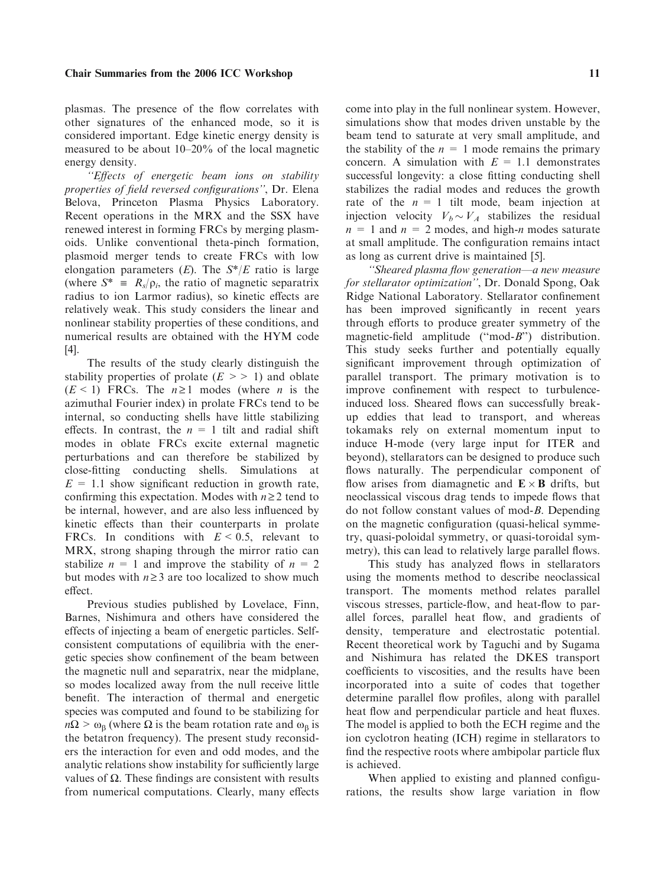plasmas. The presence of the flow correlates with other signatures of the enhanced mode, so it is considered important. Edge kinetic energy density is measured to be about 10–20% of the local magnetic energy density.

*"Effects of energetic beam ions on stability properties of field reversed configurations"*, Dr. Elena Belova, Princeton Plasma Physics Laboratory. Recent operations in the MRX and the SSX have renewed interest in forming FRCs by merging plasmoids. Unlike conventional theta-pinch formation, plasmoid merger tends to create FRCs with low elongation parameters ($E$). The $S^*/E$ ratio is large (where $S^* \equiv R_s/\rho_i$, the ratio of magnetic separatrix radius to ion Larmor radius), so kinetic effects are relatively weak. This study considers the linear and nonlinear stability properties of these conditions, and numerical results are obtained with the HYM code [4].

The results of the study clearly distinguish the stability properties of prolate ($E >> 1$) and oblate ($E < 1$) FRCs. The $n \geq 1$ modes (where $n$ is the azimuthal Fourier index) in prolate FRCs tend to be internal, so conducting shells have little stabilizing effects. In contrast, the $n = 1$ tilt and radial shift modes in oblate FRCs excite external magnetic perturbations and can therefore be stabilized by close-fitting conducting shells. Simulations at $E = 1.1$ show significant reduction in growth rate, confirming this expectation. Modes with $n \geq 2$ tend to be internal, however, and are also less influenced by kinetic effects than their counterparts in prolate FRCs. In conditions with $E < 0.5$, relevant to MRX, strong shaping through the mirror ratio can stabilize $n = 1$ and improve the stability of $n = 2$ but modes with $n \geq 3$ are too localized to show much effect.

Previous studies published by Lovelace, Finn, Barnes, Nishimura and others have considered the effects of injecting a beam of energetic particles. Self-consistent computations of equilibria with the energetic species show confinement of the beam between the magnetic null and separatrix, near the midplane, so modes localized away from the null receive little benefit. The interaction of thermal and energetic species was computed and found to be stabilizing for $n\Omega > \omega_\beta$ (where $\Omega$ is the beam rotation rate and $\omega_\beta$ is the betatron frequency). The present study reconsiders the interaction for even and odd modes, and the analytic relations show instability for sufficiently large values of $\Omega$. These findings are consistent with results from numerical computations. Clearly, many effects come into play in the full nonlinear system. However, simulations show that modes driven unstable by the beam tend to saturate at very small amplitude, and the stability of the $n = 1$ mode remains the primary concern. A simulation with $E = 1.1$ demonstrates successful longevity: a close fitting conducting shell stabilizes the radial modes and reduces the growth rate of the $n = 1$ tilt mode, beam injection at injection velocity $V_b \sim V_A$ stabilizes the residual $n = 1$ and $n = 2$ modes, and high-$n$ modes saturate at small amplitude. The configuration remains intact as long as current drive is maintained [5].

*"Sheared plasma flow generation—a new measure for stellarator optimization"*, Dr. Donald Spong, Oak Ridge National Laboratory. Stellarator confinement has been improved significantly in recent years through efforts to produce greater symmetry of the magnetic-field amplitude ("mod-$B$") distribution. This study seeks further and potentially equally significant improvement through optimization of parallel transport. The primary motivation is to improve confinement with respect to turbulence-induced loss. Sheared flows can successfully break-up eddies that lead to transport, and whereas tokamaks rely on external momentum input to induce H-mode (very large input for ITER and beyond), stellarators can be designed to produce such flows naturally. The perpendicular component of flow arises from diamagnetic and $\mathbf{E} \times \mathbf{B}$ drifts, but neoclassical viscous drag tends to impede flows that do not follow constant values of mod-$B$. Depending on the magnetic configuration (quasi-helical symmetry, quasi-poloidal symmetry, or quasi-toroidal symmetry), this can lead to relatively large parallel flows.

This study has analyzed flows in stellarators using the moments method to describe neoclassical transport. The moments method relates parallel viscous stresses, particle-flow, and heat-flow to parallel forces, parallel heat flow, and gradients of density, temperature and electrostatic potential. Recent theoretical work by Taguchi and by Sugama and Nishimura has related the DKES transport coefficients to viscosities, and the results have been incorporated into a suite of codes that together determine parallel flow profiles, along with parallel heat flow and perpendicular particle and heat fluxes. The model is applied to both the ECH regime and the ion cyclotron heating (ICH) regime in stellarators to find the respective roots where ambipolar particle flux is achieved.

When applied to existing and planned configurations, the results show large variation in flow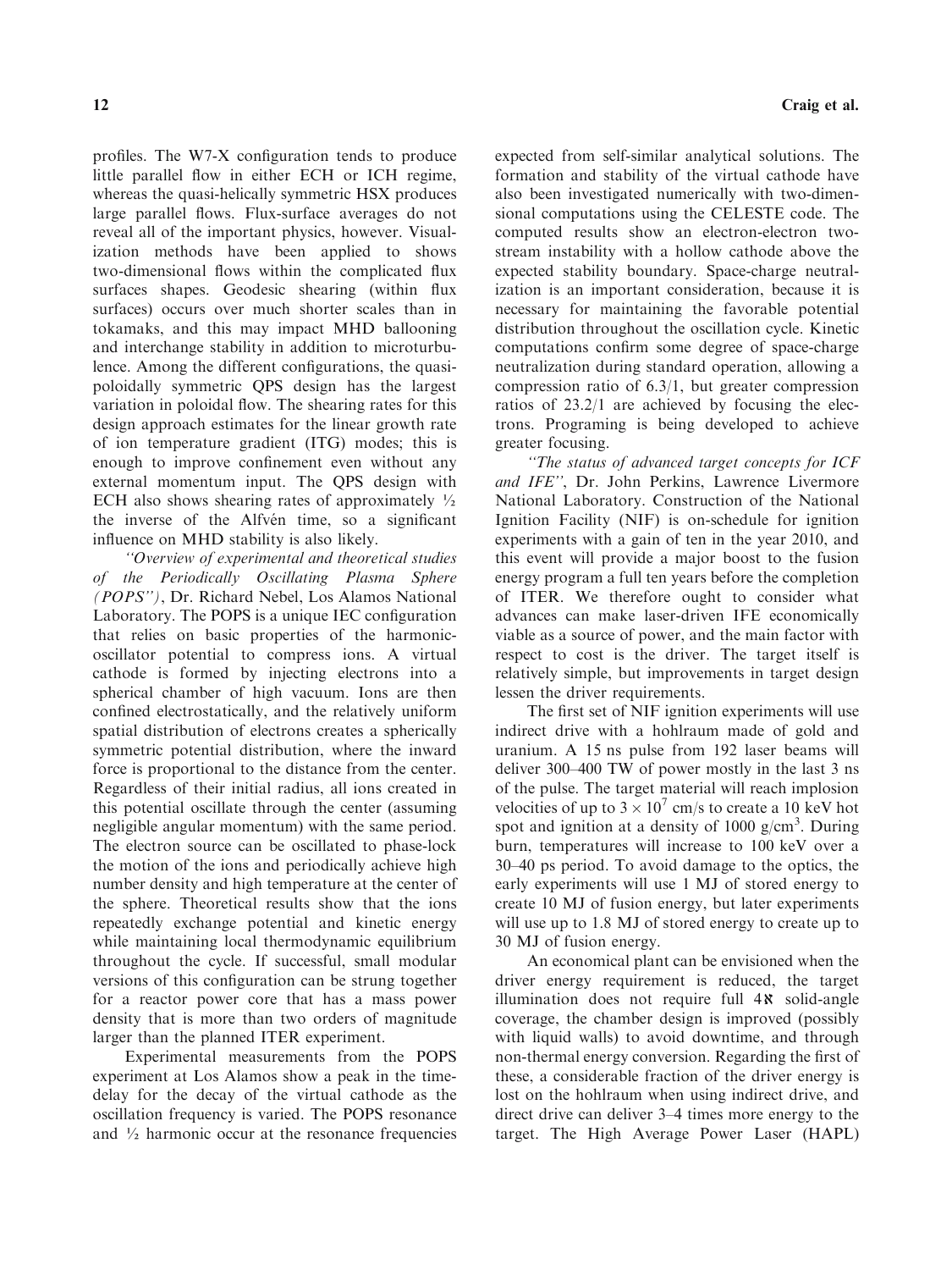profiles. The W7-X configuration tends to produce little parallel flow in either ECH or ICH regime, whereas the quasi-helically symmetric HSX produces large parallel flows. Flux-surface averages do not reveal all of the important physics, however. Visualization methods have been applied to shows two-dimensional flows within the complicated flux surfaces shapes. Geodesic shearing (within flux surfaces) occurs over much shorter scales than in tokamaks, and this may impact MHD ballooning and interchange stability in addition to microturbulence. Among the different configurations, the quasi-poloidally symmetric QPS design has the largest variation in poloidal flow. The shearing rates for this design approach estimates for the linear growth rate of ion temperature gradient (ITG) modes; this is enough to improve confinement even without any external momentum input. The QPS design with ECH also shows shearing rates of approximately ½ the inverse of the Alfvén time, so a significant influence on MHD stability is also likely.

*''Overview of experimental and theoretical studies of the Periodically Oscillating Plasma Sphere (POPS'')*, Dr. Richard Nebel, Los Alamos National Laboratory. The POPS is a unique IEC configuration that relies on basic properties of the harmonic-oscillator potential to compress ions. A virtual cathode is formed by injecting electrons into a spherical chamber of high vacuum. Ions are then confined electrostatically, and the relatively uniform spatial distribution of electrons creates a spherically symmetric potential distribution, where the inward force is proportional to the distance from the center. Regardless of their initial radius, all ions created in this potential oscillate through the center (assuming negligible angular momentum) with the same period. The electron source can be oscillated to phase-lock the motion of the ions and periodically achieve high number density and high temperature at the center of the sphere. Theoretical results show that the ions repeatedly exchange potential and kinetic energy while maintaining local thermodynamic equilibrium throughout the cycle. If successful, small modular versions of this configuration can be strung together for a reactor power core that has a mass power density that is more than two orders of magnitude larger than the planned ITER experiment.

Experimental measurements from the POPS experiment at Los Alamos show a peak in the time-delay for the decay of the virtual cathode as the oscillation frequency is varied. The POPS resonance and ½ harmonic occur at the resonance frequencies expected from self-similar analytical solutions. The formation and stability of the virtual cathode have also been investigated numerically with two-dimensional computations using the CELESTE code. The computed results show an electron-electron two-stream instability with a hollow cathode above the expected stability boundary. Space-charge neutralization is an important consideration, because it is necessary for maintaining the favorable potential distribution throughout the oscillation cycle. Kinetic computations confirm some degree of space-charge neutralization during standard operation, allowing a compression ratio of 6.3/1, but greater compression ratios of 23.2/1 are achieved by focusing the electrons. Programing is being developed to achieve greater focusing.

*''The status of advanced target concepts for ICF and IFE''*, Dr. John Perkins, Lawrence Livermore National Laboratory. Construction of the National Ignition Facility (NIF) is on-schedule for ignition experiments with a gain of ten in the year 2010, and this event will provide a major boost to the fusion energy program a full ten years before the completion of ITER. We therefore ought to consider what advances can make laser-driven IFE economically viable as a source of power, and the main factor with respect to cost is the driver. The target itself is relatively simple, but improvements in target design lessen the driver requirements.

The first set of NIF ignition experiments will use indirect drive with a hohlraum made of gold and uranium. A 15 ns pulse from 192 laser beams will deliver 300–400 TW of power mostly in the last 3 ns of the pulse. The target material will reach implosion velocities of up to $3 \times 10^7$ cm/s to create a 10 keV hot spot and ignition at a density of 1000 g/cm$^3$. During burn, temperatures will increase to 100 keV over a 30–40 ps period. To avoid damage to the optics, the early experiments will use 1 MJ of stored energy to create 10 MJ of fusion energy, but later experiments will use up to 1.8 MJ of stored energy to create up to 30 MJ of fusion energy.

An economical plant can be envisioned when the driver energy requirement is reduced, the target illumination does not require full 4ℵ solid-angle coverage, the chamber design is improved (possibly with liquid walls) to avoid downtime, and through non-thermal energy conversion. Regarding the first of these, a considerable fraction of the driver energy is lost on the hohlraum when using indirect drive, and direct drive can deliver 3–4 times more energy to the target. The High Average Power Laser (HAPL)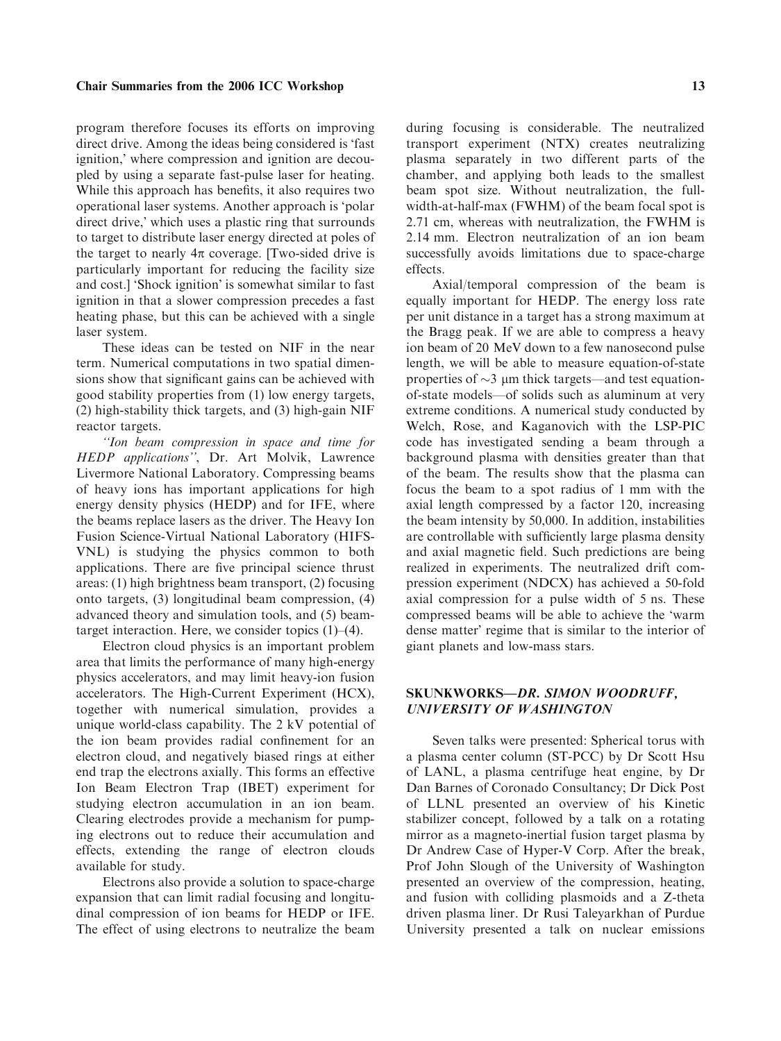program therefore focuses its efforts on improving direct drive. Among the ideas being considered is 'fast ignition,' where compression and ignition are decoupled by using a separate fast-pulse laser for heating. While this approach has benefits, it also requires two operational laser systems. Another approach is 'polar direct drive,' which uses a plastic ring that surrounds to target to distribute laser energy directed at poles of the target to nearly $4\pi$ coverage. [Two-sided drive is particularly important for reducing the facility size and cost.] 'Shock ignition' is somewhat similar to fast ignition in that a slower compression precedes a fast heating phase, but this can be achieved with a single laser system.

These ideas can be tested on NIF in the near term. Numerical computations in two spatial dimensions show that significant gains can be achieved with good stability properties from (1) low energy targets, (2) high-stability thick targets, and (3) high-gain NIF reactor targets.

*"Ion beam compression in space and time for HEDP applications"*, Dr. Art Molvik, Lawrence Livermore National Laboratory. Compressing beams of heavy ions has important applications for high energy density physics (HEDP) and for IFE, where the beams replace lasers as the driver. The Heavy Ion Fusion Science-Virtual National Laboratory (HIFS-VNL) is studying the physics common to both applications. There are five principal science thrust areas: (1) high brightness beam transport, (2) focusing onto targets, (3) longitudinal beam compression, (4) advanced theory and simulation tools, and (5) beam-target interaction. Here, we consider topics (1)–(4).

Electron cloud physics is an important problem area that limits the performance of many high-energy physics accelerators, and may limit heavy-ion fusion accelerators. The High-Current Experiment (HCX), together with numerical simulation, provides a unique world-class capability. The 2 kV potential of the ion beam provides radial confinement for an electron cloud, and negatively biased rings at either end trap the electrons axially. This forms an effective Ion Beam Electron Trap (IBET) experiment for studying electron accumulation in an ion beam. Clearing electrodes provide a mechanism for pumping electrons out to reduce their accumulation and effects, extending the range of electron clouds available for study.

Electrons also provide a solution to space-charge expansion that can limit radial focusing and longitudinal compression of ion beams for HEDP or IFE. The effect of using electrons to neutralize the beam during focusing is considerable. The neutralized transport experiment (NTX) creates neutralizing plasma separately in two different parts of the chamber, and applying both leads to the smallest beam spot size. Without neutralization, the full-width-at-half-max (FWHM) of the beam focal spot is 2.71 cm, whereas with neutralization, the FWHM is 2.14 mm. Electron neutralization of an ion beam successfully avoids limitations due to space-charge effects.

Axial/temporal compression of the beam is equally important for HEDP. The energy loss rate per unit distance in a target has a strong maximum at the Bragg peak. If we are able to compress a heavy ion beam of 20 MeV down to a few nanosecond pulse length, we will be able to measure equation-of-state properties of $\sim$3 μm thick targets—and test equation-of-state models—of solids such as aluminum at very extreme conditions. A numerical study conducted by Welch, Rose, and Kaganovich with the LSP-PIC code has investigated sending a beam through a background plasma with densities greater than that of the beam. The results show that the plasma can focus the beam to a spot radius of 1 mm with the axial length compressed by a factor 120, increasing the beam intensity by 50,000. In addition, instabilities are controllable with sufficiently large plasma density and axial magnetic field. Such predictions are being realized in experiments. The neutralized drift compression experiment (NDCX) has achieved a 50-fold axial compression for a pulse width of 5 ns. These compressed beams will be able to achieve the 'warm dense matter' regime that is similar to the interior of giant planets and low-mass stars.

## SKUNKWORKS—*DR. SIMON WOODRUFF, UNIVERSITY OF WASHINGTON*

Seven talks were presented: Spherical torus with a plasma center column (ST-PCC) by Dr Scott Hsu of LANL, a plasma centrifuge heat engine, by Dr Dan Barnes of Coronado Consultancy; Dr Dick Post of LLNL presented an overview of his Kinetic stabilizer concept, followed by a talk on a rotating mirror as a magneto-inertial fusion target plasma by Dr Andrew Case of Hyper-V Corp. After the break, Prof John Slough of the University of Washington presented an overview of the compression, heating, and fusion with colliding plasmoids and a Z-theta driven plasma liner. Dr Rusi Taleyarkhan of Purdue University presented a talk on nuclear emissions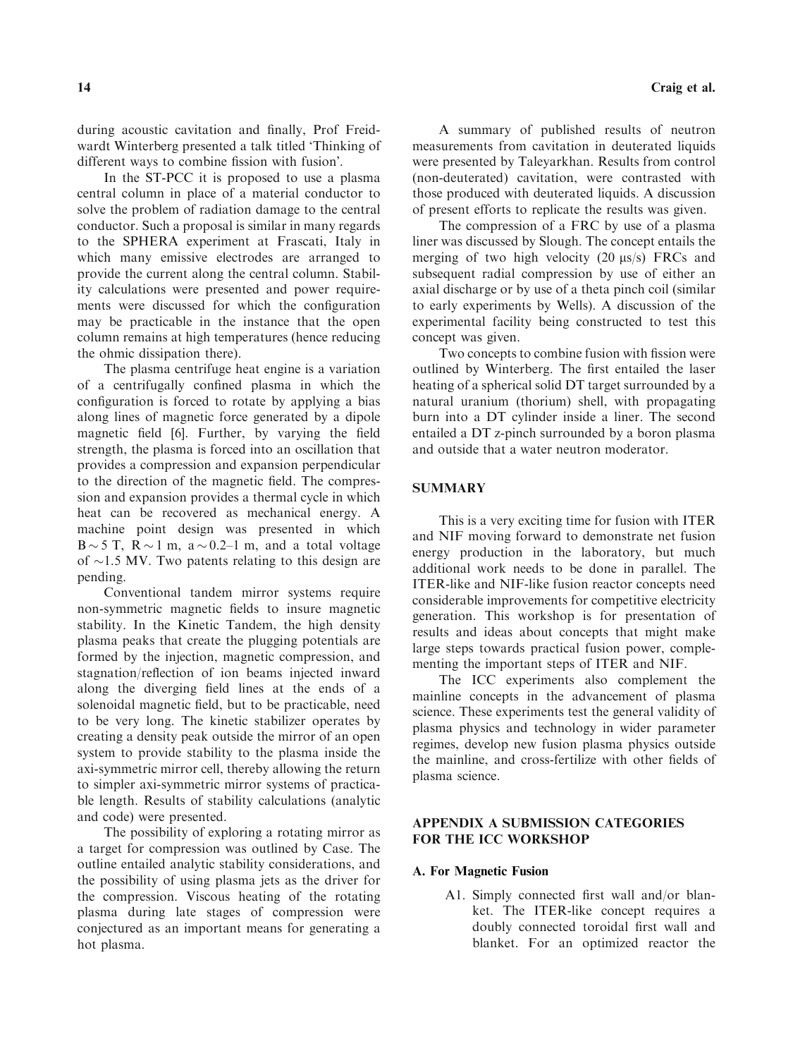during acoustic cavitation and finally, Prof Freidwardt Winterberg presented a talk titled 'Thinking of different ways to combine fission with fusion'.

In the ST-PCC it is proposed to use a plasma central column in place of a material conductor to solve the problem of radiation damage to the central conductor. Such a proposal is similar in many regards to the SPHERA experiment at Frascati, Italy in which many emissive electrodes are arranged to provide the current along the central column. Stability calculations were presented and power requirements were discussed for which the configuration may be practicable in the instance that the open column remains at high temperatures (hence reducing the ohmic dissipation there).

The plasma centrifuge heat engine is a variation of a centrifugally confined plasma in which the configuration is forced to rotate by applying a bias along lines of magnetic force generated by a dipole magnetic field [6]. Further, by varying the field strength, the plasma is forced into an oscillation that provides a compression and expansion perpendicular to the direction of the magnetic field. The compression and expansion provides a thermal cycle in which heat can be recovered as mechanical energy. A machine point design was presented in which $B \sim 5$ T, $R \sim 1$ m, $a \sim 0.2$–1 m, and a total voltage of $\sim$1.5 MV. Two patents relating to this design are pending.

Conventional tandem mirror systems require non-symmetric magnetic fields to insure magnetic stability. In the Kinetic Tandem, the high density plasma peaks that create the plugging potentials are formed by the injection, magnetic compression, and stagnation/reflection of ion beams injected inward along the diverging field lines at the ends of a solenoidal magnetic field, but to be practicable, need to be very long. The kinetic stabilizer operates by creating a density peak outside the mirror of an open system to provide stability to the plasma inside the axi-symmetric mirror cell, thereby allowing the return to simpler axi-symmetric mirror systems of practicable length. Results of stability calculations (analytic and code) were presented.

The possibility of exploring a rotating mirror as a target for compression was outlined by Case. The outline entailed analytic stability considerations, and the possibility of using plasma jets as the driver for the compression. Viscous heating of the rotating plasma during late stages of compression were conjectured as an important means for generating a hot plasma.

A summary of published results of neutron measurements from cavitation in deuterated liquids were presented by Taleyarkhan. Results from control (non-deuterated) cavitation, were contrasted with those produced with deuterated liquids. A discussion of present efforts to replicate the results was given.

The compression of a FRC by use of a plasma liner was discussed by Slough. The concept entails the merging of two high velocity (20 μs/s) FRCs and subsequent radial compression by use of either an axial discharge or by use of a theta pinch coil (similar to early experiments by Wells). A discussion of the experimental facility being constructed to test this concept was given.

Two concepts to combine fusion with fission were outlined by Winterberg. The first entailed the laser heating of a spherical solid DT target surrounded by a natural uranium (thorium) shell, with propagating burn into a DT cylinder inside a liner. The second entailed a DT z-pinch surrounded by a boron plasma and outside that a water neutron moderator.

## SUMMARY

This is a very exciting time for fusion with ITER and NIF moving forward to demonstrate net fusion energy production in the laboratory, but much additional work needs to be done in parallel. The ITER-like and NIF-like fusion reactor concepts need considerable improvements for competitive electricity generation. This workshop is for presentation of results and ideas about concepts that might make large steps towards practical fusion power, complementing the important steps of ITER and NIF.

The ICC experiments also complement the mainline concepts in the advancement of plasma science. These experiments test the general validity of plasma physics and technology in wider parameter regimes, develop new fusion plasma physics outside the mainline, and cross-fertilize with other fields of plasma science.

## APPENDIX A SUBMISSION CATEGORIES FOR THE ICC WORKSHOP

### A. For Magnetic Fusion

A1. Simply connected first wall and/or blanket. The ITER-like concept requires a doubly connected toroidal first wall and blanket. For an optimized reactor the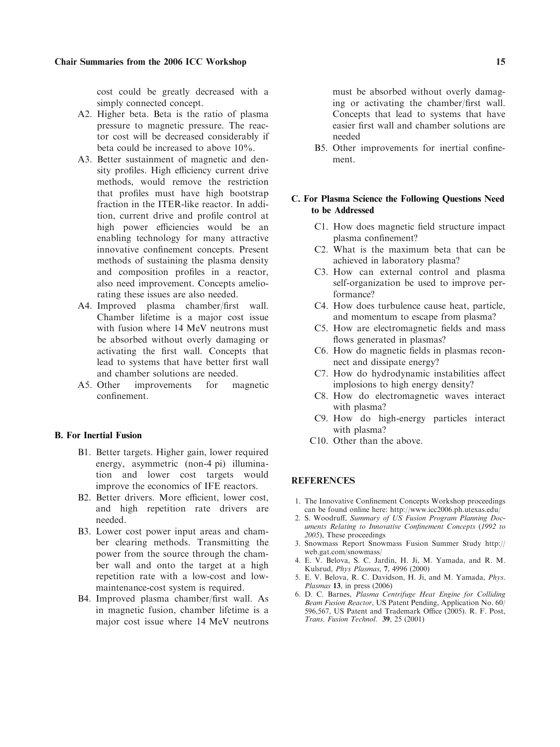cost could be greatly decreased with a simply connected concept.

A2. Higher beta. Beta is the ratio of plasma pressure to magnetic pressure. The reactor cost will be decreased considerably if beta could be increased to above 10%.

A3. Better sustainment of magnetic and density profiles. High efficiency current drive methods, would remove the restriction that profiles must have high bootstrap fraction in the ITER-like reactor. In addition, current drive and profile control at high power efficiencies would be an enabling technology for many attractive innovative confinement concepts. Present methods of sustaining the plasma density and composition profiles in a reactor, also need improvement. Concepts ameliorating these issues are also needed.

A4. Improved plasma chamber/first wall. Chamber lifetime is a major cost issue with fusion where 14 MeV neutrons must be absorbed without overly damaging or activating the first wall. Concepts that lead to systems that have better first wall and chamber solutions are needed.

A5. Other improvements for magnetic confinement.

### B. For Inertial Fusion

B1. Better targets. Higher gain, lower required energy, asymmetric (non-4 pi) illumination and lower cost targets would improve the economics of IFE reactors.

B2. Better drivers. More efficient, lower cost, and high repetition rate drivers are needed.

B3. Lower cost power input areas and chamber clearing methods. Transmitting the power from the source through the chamber wall and onto the target at a high repetition rate with a low-cost and low-maintenance-cost system is required.

B4. Improved plasma chamber/first wall. As in magnetic fusion, chamber lifetime is a major cost issue where 14 MeV neutrons must be absorbed without overly damaging or activating the chamber/first wall. Concepts that lead to systems that have easier first wall and chamber solutions are needed

B5. Other improvements for inertial confinement.

### C. For Plasma Science the Following Questions Need to be Addressed

C1. How does magnetic field structure impact plasma confinement?

C2. What is the maximum beta that can be achieved in laboratory plasma?

C3. How can external control and plasma self-organization be used to improve performance?

C4. How does turbulence cause heat, particle, and momentum to escape from plasma?

C5. How are electromagnetic fields and mass flows generated in plasmas?

C6. How do magnetic fields in plasmas reconnect and dissipate energy?

C7. How do hydrodynamic instabilities affect implosions to high energy density?

C8. How do electromagnetic waves interact with plasma?

C9. How do high-energy particles interact with plasma?

C10. Other than the above.

## REFERENCES

1. The Innovative Confinement Concepts Workshop proceedings can be found online here: http://www.icc2006.ph.utexas.edu/
2. S. Woodruff, *Summary of US Fusion Program Planning Documents Relating to Innovative Confinement Concepts* (*1992 to 2005*), These proceedings
3. Snowmass Report Snowmass Fusion Summer Study http://web.gat.com/snowmass/
4. E. V. Belova, S. C. Jardin, H. Ji, M. Yamada, and R. M. Kulsrud, *Phys Plasmas*, **7**, 4996 (2000)
5. E. V. Belova, R. C. Davidson, H. Ji, and M. Yamada, *Phys. Plasmas* **13**, in press (2006)
6. D. C. Barnes, *Plasma Centrifuge Heat Engine for Colliding Beam Fusion Reactor*, US Patent Pending, Application No. 60/596,567, US Patent and Trademark Office (2005). R. F. Post, *Trans. Fusion Technol.* **39**, 25 (2001)